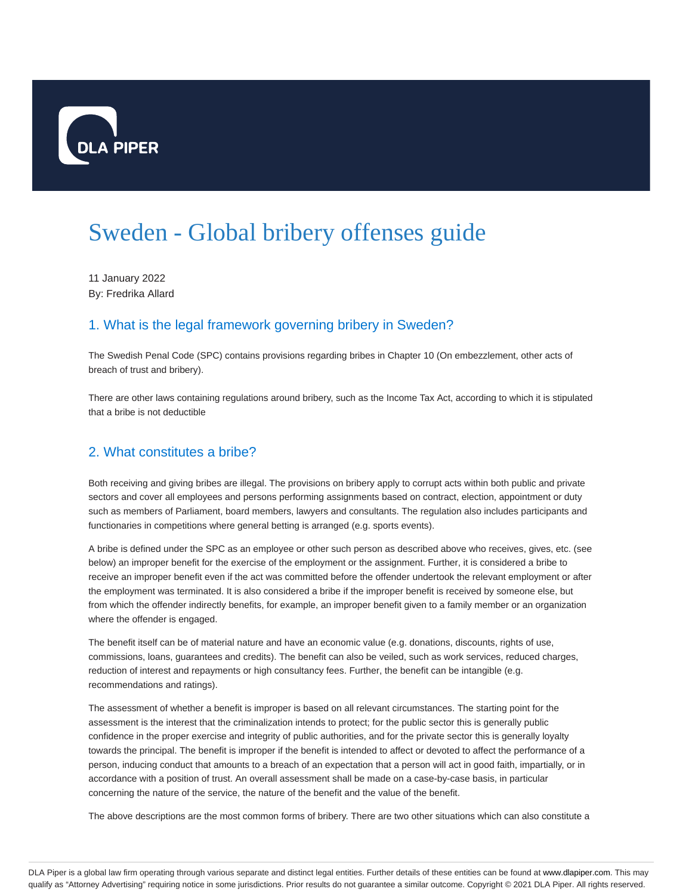# Sweden - Global bribery offenses guide

11 January 2022
By: Fredrika Allard

## 1. What is the legal framework governing bribery in Sweden?

The Swedish Penal Code (SPC) contains provisions regarding bribes in Chapter 10 (On embezzlement, other acts of breach of trust and bribery).

There are other laws containing regulations around bribery, such as the Income Tax Act, according to which it is stipulated that a bribe is not deductible

## 2. What constitutes a bribe?

Both receiving and giving bribes are illegal. The provisions on bribery apply to corrupt acts within both public and private sectors and cover all employees and persons performing assignments based on contract, election, appointment or duty such as members of Parliament, board members, lawyers and consultants. The regulation also includes participants and functionaries in competitions where general betting is arranged (e.g. sports events).

A bribe is defined under the SPC as an employee or other such person as described above who receives, gives, etc. (see below) an improper benefit for the exercise of the employment or the assignment. Further, it is considered a bribe to receive an improper benefit even if the act was committed before the offender undertook the relevant employment or after the employment was terminated. It is also considered a bribe if the improper benefit is received by someone else, but from which the offender indirectly benefits, for example, an improper benefit given to a family member or an organization where the offender is engaged.

The benefit itself can be of material nature and have an economic value (e.g. donations, discounts, rights of use, commissions, loans, guarantees and credits). The benefit can also be veiled, such as work services, reduced charges, reduction of interest and repayments or high consultancy fees. Further, the benefit can be intangible (e.g. recommendations and ratings).

The assessment of whether a benefit is improper is based on all relevant circumstances. The starting point for the assessment is the interest that the criminalization intends to protect; for the public sector this is generally public confidence in the proper exercise and integrity of public authorities, and for the private sector this is generally loyalty towards the principal. The benefit is improper if the benefit is intended to affect or devoted to affect the performance of a person, inducing conduct that amounts to a breach of an expectation that a person will act in good faith, impartially, or in accordance with a position of trust. An overall assessment shall be made on a case-by-case basis, in particular concerning the nature of the service, the nature of the benefit and the value of the benefit.

The above descriptions are the most common forms of bribery. There are two other situations which can also constitute a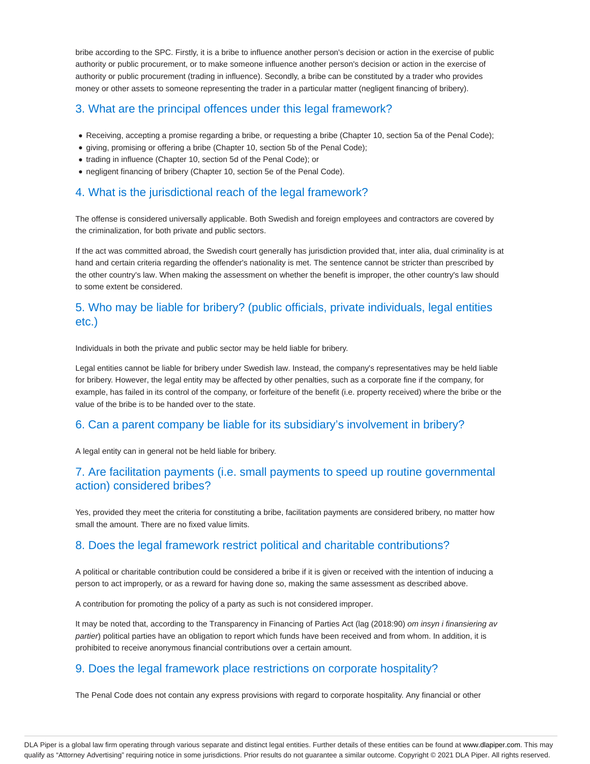bribe according to the SPC. Firstly, it is a bribe to influence another person's decision or action in the exercise of public authority or public procurement, or to make someone influence another person's decision or action in the exercise of authority or public procurement (trading in influence). Secondly, a bribe can be constituted by a trader who provides money or other assets to someone representing the trader in a particular matter (negligent financing of bribery).

## 3. What are the principal offences under this legal framework?

- Receiving, accepting a promise regarding a bribe, or requesting a bribe (Chapter 10, section 5a of the Penal Code);
- giving, promising or offering a bribe (Chapter 10, section 5b of the Penal Code);
- trading in influence (Chapter 10, section 5d of the Penal Code); or
- negligent financing of bribery (Chapter 10, section 5e of the Penal Code).

## 4. What is the jurisdictional reach of the legal framework?

The offense is considered universally applicable. Both Swedish and foreign employees and contractors are covered by the criminalization, for both private and public sectors.

If the act was committed abroad, the Swedish court generally has jurisdiction provided that, inter alia, dual criminality is at hand and certain criteria regarding the offender's nationality is met. The sentence cannot be stricter than prescribed by the other country's law. When making the assessment on whether the benefit is improper, the other country's law should to some extent be considered.

## 5. Who may be liable for bribery? (public officials, private individuals, legal entities etc.)

Individuals in both the private and public sector may be held liable for bribery.

Legal entities cannot be liable for bribery under Swedish law. Instead, the company's representatives may be held liable for bribery. However, the legal entity may be affected by other penalties, such as a corporate fine if the company, for example, has failed in its control of the company, or forfeiture of the benefit (i.e. property received) where the bribe or the value of the bribe is to be handed over to the state.

## 6. Can a parent company be liable for its subsidiary's involvement in bribery?

A legal entity can in general not be held liable for bribery.

## 7. Are facilitation payments (i.e. small payments to speed up routine governmental action) considered bribes?

Yes, provided they meet the criteria for constituting a bribe, facilitation payments are considered bribery, no matter how small the amount. There are no fixed value limits.

## 8. Does the legal framework restrict political and charitable contributions?

A political or charitable contribution could be considered a bribe if it is given or received with the intention of inducing a person to act improperly, or as a reward for having done so, making the same assessment as described above.

A contribution for promoting the policy of a party as such is not considered improper.

It may be noted that, according to the Transparency in Financing of Parties Act (lag (2018:90) *om insyn i finansiering av partier*) political parties have an obligation to report which funds have been received and from whom. In addition, it is prohibited to receive anonymous financial contributions over a certain amount.

## 9. Does the legal framework place restrictions on corporate hospitality?

The Penal Code does not contain any express provisions with regard to corporate hospitality. Any financial or other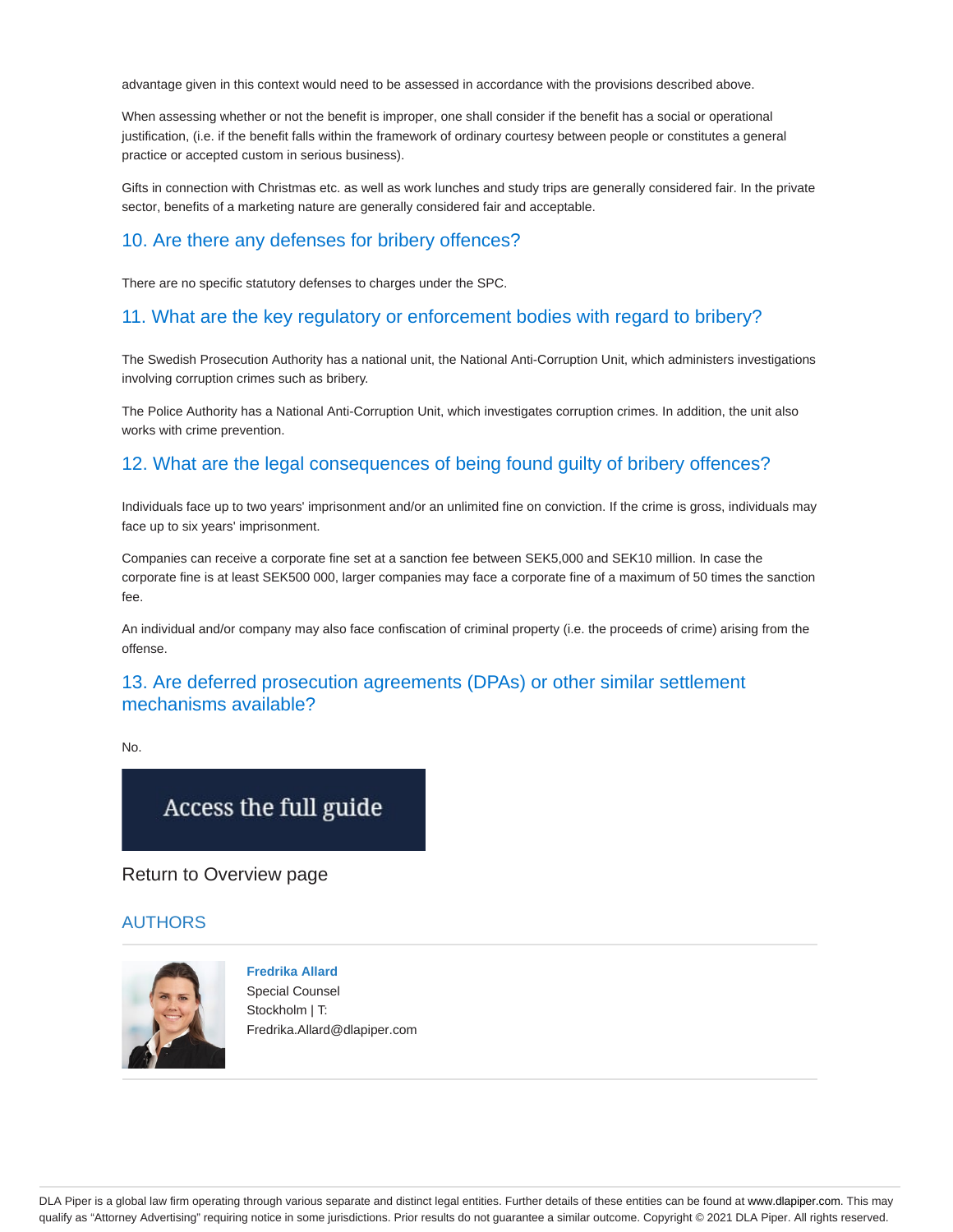advantage given in this context would need to be assessed in accordance with the provisions described above.

When assessing whether or not the benefit is improper, one shall consider if the benefit has a social or operational justification, (i.e. if the benefit falls within the framework of ordinary courtesy between people or constitutes a general practice or accepted custom in serious business).

Gifts in connection with Christmas etc. as well as work lunches and study trips are generally considered fair. In the private sector, benefits of a marketing nature are generally considered fair and acceptable.

## 10. Are there any defenses for bribery offences?

There are no specific statutory defenses to charges under the SPC.

## 11. What are the key regulatory or enforcement bodies with regard to bribery?

The Swedish Prosecution Authority has a national unit, the National Anti-Corruption Unit, which administers investigations involving corruption crimes such as bribery.

The Police Authority has a National Anti-Corruption Unit, which investigates corruption crimes. In addition, the unit also works with crime prevention.

## 12. What are the legal consequences of being found guilty of bribery offences?

Individuals face up to two years' imprisonment and/or an unlimited fine on conviction. If the crime is gross, individuals may face up to six years' imprisonment.

Companies can receive a corporate fine set at a sanction fee between SEK5,000 and SEK10 million. In case the corporate fine is at least SEK500 000, larger companies may face a corporate fine of a maximum of 50 times the sanction fee.

An individual and/or company may also face confiscation of criminal property (i.e. the proceeds of crime) arising from the offense.

## 13. Are deferred prosecution agreements (DPAs) or other similar settlement mechanisms available?

No.

Access the full guide

Return to Overview page

## AUTHORS

**Fredrika Allard**
Special Counsel
Stockholm | T:
Fredrika.Allard@dlapiper.com

DLA Piper is a global law firm operating through various separate and distinct legal entities. Further details of these entities can be found at www.dlapiper.com. This may qualify as "Attorney Advertising" requiring notice in some jurisdictions. Prior results do not guarantee a similar outcome. Copyright © 2021 DLA Piper. All rights reserved.